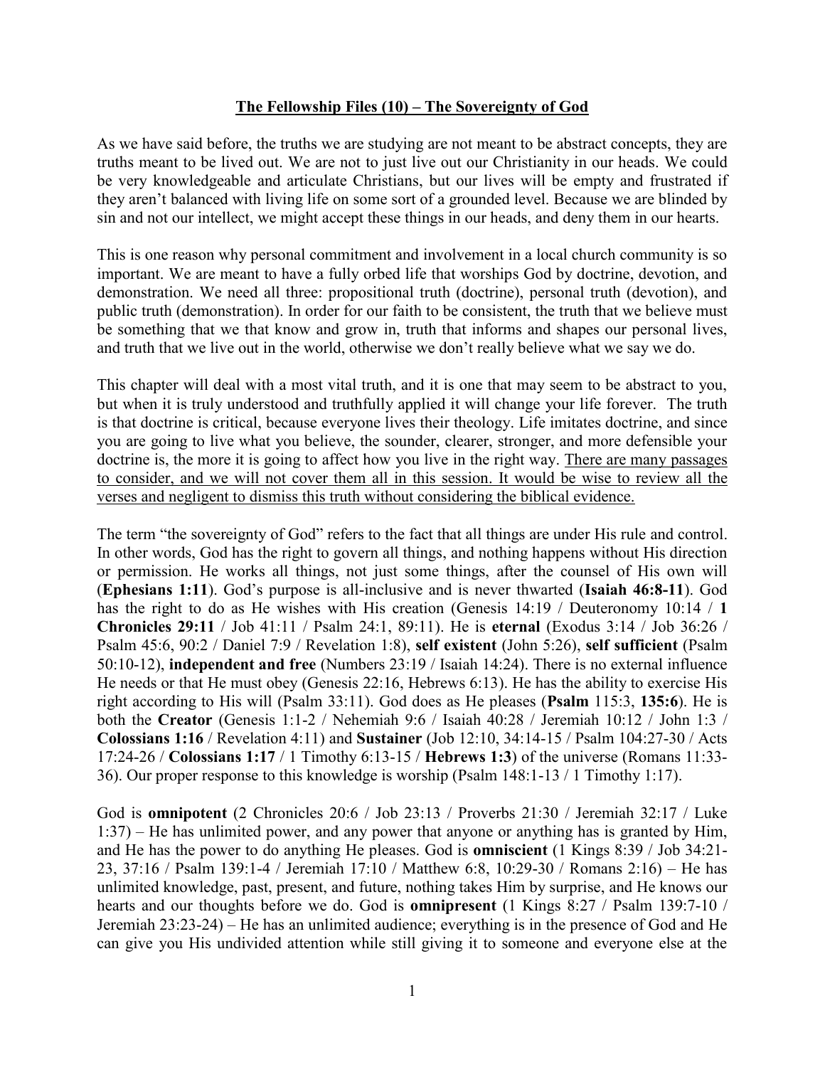# <u>The Fellowship Files (10) – The Sovereignty of God</u>

As we have said before, the truths we are studying are not meant to be abstract concepts, they are truths meant to be lived out. We are not to just live out our Christianity in our heads. We could be very knowledgeable and articulate Christians, but our lives will be empty and frustrated if they aren't balanced with living life on some sort of a grounded level. Because we are blinded by sin and not our intellect, we might accept these things in our heads, and deny them in our hearts.

This is one reason why personal commitment and involvement in a local church community is so important. We are meant to have a fully orbed life that worships God by doctrine, devotion, and demonstration. We need all three: propositional truth (doctrine), personal truth (devotion), and public truth (demonstration). In order for our faith to be consistent, the truth that we believe must be something that we that know and grow in, truth that informs and shapes our personal lives, and truth that we live out in the world, otherwise we don't really believe what we say we do.

This chapter will deal with a most vital truth, and it is one that may seem to be abstract to you, but when it is truly understood and truthfully applied it will change your life forever. The truth is that doctrine is critical, because everyone lives their theology. Life imitates doctrine, and since you are going to live what you believe, the sounder, clearer, stronger, and more defensible your doctrine is, the more it is going to affect how you live in the right way. <u>There are many passages to consider, and we will not cover them all in this session. It would be wise to review all the verses and negligent to dismiss this truth without considering the biblical evidence.</u>

The term "the sovereignty of God" refers to the fact that all things are under His rule and control. In other words, God has the right to govern all things, and nothing happens without His direction or permission. He works all things, not just some things, after the counsel of His own will (**Ephesians 1:11**). God's purpose is all-inclusive and is never thwarted (**Isaiah 46:8-11**). God has the right to do as He wishes with His creation (Genesis 14:19 / Deuteronomy 10:14 / **1 Chronicles 29:11** / Job 41:11 / Psalm 24:1, 89:11). He is **eternal** (Exodus 3:14 / Job 36:26 / Psalm 45:6, 90:2 / Daniel 7:9 / Revelation 1:8), **self existent** (John 5:26), **self sufficient** (Psalm 50:10-12), **independent and free** (Numbers 23:19 / Isaiah 14:24). There is no external influence He needs or that He must obey (Genesis 22:16, Hebrews 6:13). He has the ability to exercise His right according to His will (Psalm 33:11). God does as He pleases (**Psalm** 115:3, **135:6**). He is both the **Creator** (Genesis 1:1-2 / Nehemiah 9:6 / Isaiah 40:28 / Jeremiah 10:12 / John 1:3 / **Colossians 1:16** / Revelation 4:11) and **Sustainer** (Job 12:10, 34:14-15 / Psalm 104:27-30 / Acts 17:24-26 / **Colossians 1:17** / 1 Timothy 6:13-15 / **Hebrews 1:3**) of the universe (Romans 11:33-36). Our proper response to this knowledge is worship (Psalm 148:1-13 / 1 Timothy 1:17).

God is **omnipotent** (2 Chronicles 20:6 / Job 23:13 / Proverbs 21:30 / Jeremiah 32:17 / Luke 1:37) – He has unlimited power, and any power that anyone or anything has is granted by Him, and He has the power to do anything He pleases. God is **omniscient** (1 Kings 8:39 / Job 34:21-23, 37:16 / Psalm 139:1-4 / Jeremiah 17:10 / Matthew 6:8, 10:29-30 / Romans 2:16) – He has unlimited knowledge, past, present, and future, nothing takes Him by surprise, and He knows our hearts and our thoughts before we do. God is **omnipresent** (1 Kings 8:27 / Psalm 139:7-10 / Jeremiah 23:23-24) – He has an unlimited audience; everything is in the presence of God and He can give you His undivided attention while still giving it to someone and everyone else at the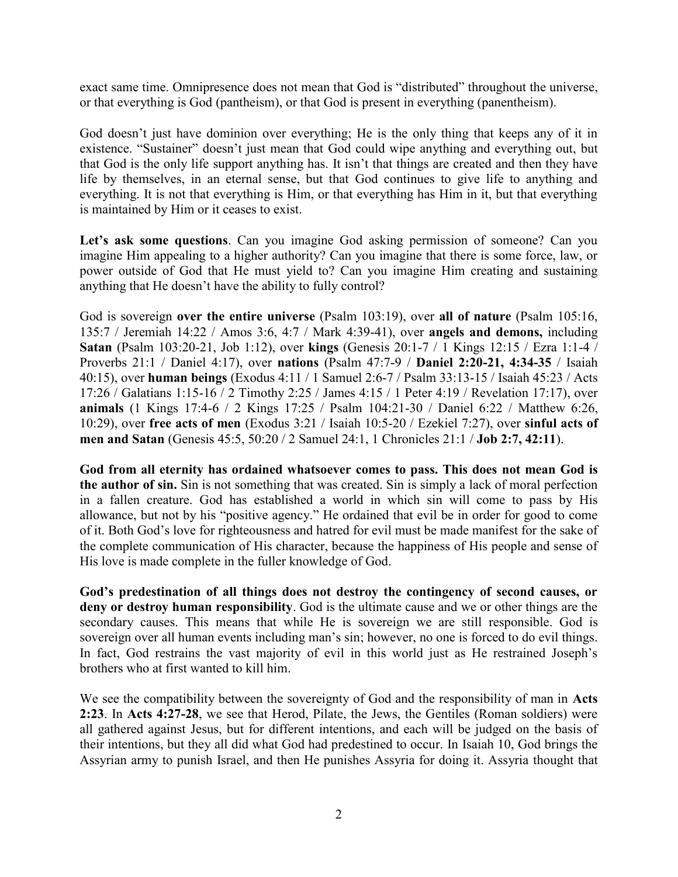exact same time. Omnipresence does not mean that God is "distributed" throughout the universe, or that everything is God (pantheism), or that God is present in everything (panentheism).

God doesn't just have dominion over everything; He is the only thing that keeps any of it in existence. "Sustainer" doesn't just mean that God could wipe anything and everything out, but that God is the only life support anything has. It isn't that things are created and then they have life by themselves, in an eternal sense, but that God continues to give life to anything and everything. It is not that everything is Him, or that everything has Him in it, but that everything is maintained by Him or it ceases to exist.

**Let's ask some questions**. Can you imagine God asking permission of someone? Can you imagine Him appealing to a higher authority? Can you imagine that there is some force, law, or power outside of God that He must yield to? Can you imagine Him creating and sustaining anything that He doesn't have the ability to fully control?

God is sovereign **over the entire universe** (Psalm 103:19), over **all of nature** (Psalm 105:16, 135:7 / Jeremiah 14:22 / Amos 3:6, 4:7 / Mark 4:39-41), over **angels and demons,** including **Satan** (Psalm 103:20-21, Job 1:12), over **kings** (Genesis 20:1-7 / 1 Kings 12:15 / Ezra 1:1-4 / Proverbs 21:1 / Daniel 4:17), over **nations** (Psalm 47:7-9 / **Daniel 2:20-21, 4:34-35** / Isaiah 40:15), over **human beings** (Exodus 4:11 / 1 Samuel 2:6-7 / Psalm 33:13-15 / Isaiah 45:23 / Acts 17:26 / Galatians 1:15-16 / 2 Timothy 2:25 / James 4:15 / 1 Peter 4:19 / Revelation 17:17), over **animals** (1 Kings 17:4-6 / 2 Kings 17:25 / Psalm 104:21-30 / Daniel 6:22 / Matthew 6:26, 10:29), over **free acts of men** (Exodus 3:21 / Isaiah 10:5-20 / Ezekiel 7:27), over **sinful acts of men and Satan** (Genesis 45:5, 50:20 / 2 Samuel 24:1, 1 Chronicles 21:1 / **Job 2:7, 42:11**).

**God from all eternity has ordained whatsoever comes to pass. This does not mean God is the author of sin.** Sin is not something that was created. Sin is simply a lack of moral perfection in a fallen creature. God has established a world in which sin will come to pass by His allowance, but not by his "positive agency." He ordained that evil be in order for good to come of it. Both God's love for righteousness and hatred for evil must be made manifest for the sake of the complete communication of His character, because the happiness of His people and sense of His love is made complete in the fuller knowledge of God.

**God's predestination of all things does not destroy the contingency of second causes, or deny or destroy human responsibility**. God is the ultimate cause and we or other things are the secondary causes. This means that while He is sovereign we are still responsible. God is sovereign over all human events including man's sin; however, no one is forced to do evil things. In fact, God restrains the vast majority of evil in this world just as He restrained Joseph's brothers who at first wanted to kill him.

We see the compatibility between the sovereignty of God and the responsibility of man in **Acts 2:23**. In **Acts 4:27-28**, we see that Herod, Pilate, the Jews, the Gentiles (Roman soldiers) were all gathered against Jesus, but for different intentions, and each will be judged on the basis of their intentions, but they all did what God had predestined to occur. In Isaiah 10, God brings the Assyrian army to punish Israel, and then He punishes Assyria for doing it. Assyria thought that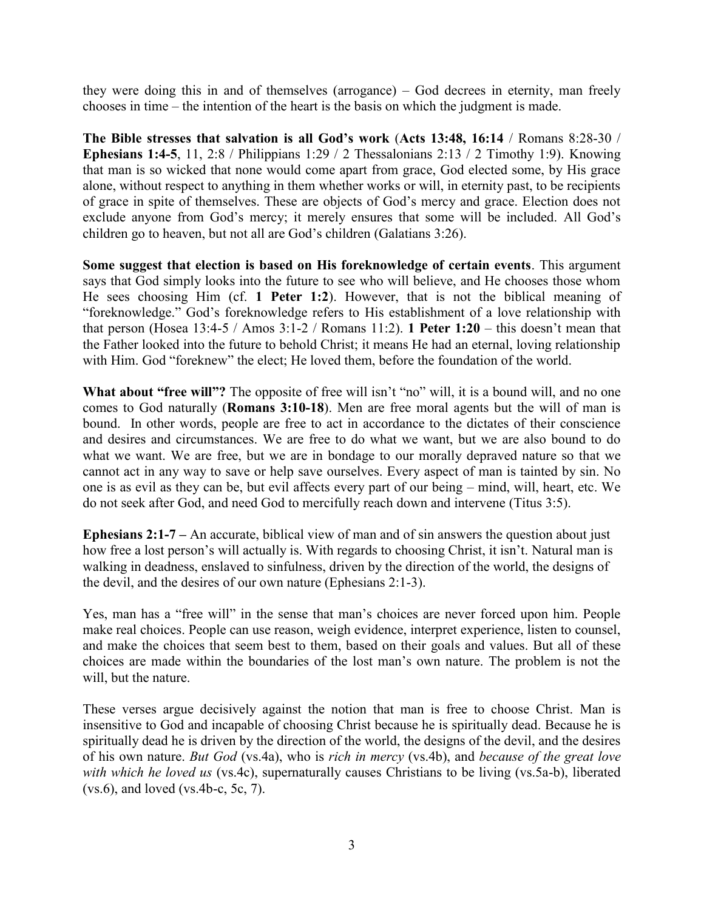they were doing this in and of themselves (arrogance) – God decrees in eternity, man freely chooses in time – the intention of the heart is the basis on which the judgment is made.

**The Bible stresses that salvation is all God's work** (**Acts 13:48, 16:14** / Romans 8:28-30 / **Ephesians 1:4-5**, 11, 2:8 / Philippians 1:29 / 2 Thessalonians 2:13 / 2 Timothy 1:9). Knowing that man is so wicked that none would come apart from grace, God elected some, by His grace alone, without respect to anything in them whether works or will, in eternity past, to be recipients of grace in spite of themselves. These are objects of God's mercy and grace. Election does not exclude anyone from God's mercy; it merely ensures that some will be included. All God's children go to heaven, but not all are God's children (Galatians 3:26).

**Some suggest that election is based on His foreknowledge of certain events**. This argument says that God simply looks into the future to see who will believe, and He chooses those whom He sees choosing Him (cf. **1 Peter 1:2**). However, that is not the biblical meaning of "foreknowledge." God's foreknowledge refers to His establishment of a love relationship with that person (Hosea 13:4-5 / Amos 3:1-2 / Romans 11:2). **1 Peter 1:20** – this doesn't mean that the Father looked into the future to behold Christ; it means He had an eternal, loving relationship with Him. God "foreknew" the elect; He loved them, before the foundation of the world.

**What about "free will"?** The opposite of free will isn't "no" will, it is a bound will, and no one comes to God naturally (**Romans 3:10-18**). Men are free moral agents but the will of man is bound. In other words, people are free to act in accordance to the dictates of their conscience and desires and circumstances. We are free to do what we want, but we are also bound to do what we want. We are free, but we are in bondage to our morally depraved nature so that we cannot act in any way to save or help save ourselves. Every aspect of man is tainted by sin. No one is as evil as they can be, but evil affects every part of our being – mind, will, heart, etc. We do not seek after God, and need God to mercifully reach down and intervene (Titus 3:5).

**Ephesians 2:1-7 –** An accurate, biblical view of man and of sin answers the question about just how free a lost person's will actually is. With regards to choosing Christ, it isn't. Natural man is walking in deadness, enslaved to sinfulness, driven by the direction of the world, the designs of the devil, and the desires of our own nature (Ephesians 2:1-3).

Yes, man has a "free will" in the sense that man's choices are never forced upon him. People make real choices. People can use reason, weigh evidence, interpret experience, listen to counsel, and make the choices that seem best to them, based on their goals and values. But all of these choices are made within the boundaries of the lost man's own nature. The problem is not the will, but the nature.

These verses argue decisively against the notion that man is free to choose Christ. Man is insensitive to God and incapable of choosing Christ because he is spiritually dead. Because he is spiritually dead he is driven by the direction of the world, the designs of the devil, and the desires of his own nature. *But God* (vs.4a), who is *rich in mercy* (vs.4b), and *because of the great love with which he loved us* (vs.4c), supernaturally causes Christians to be living (vs.5a-b), liberated (vs.6), and loved (vs.4b-c, 5c, 7).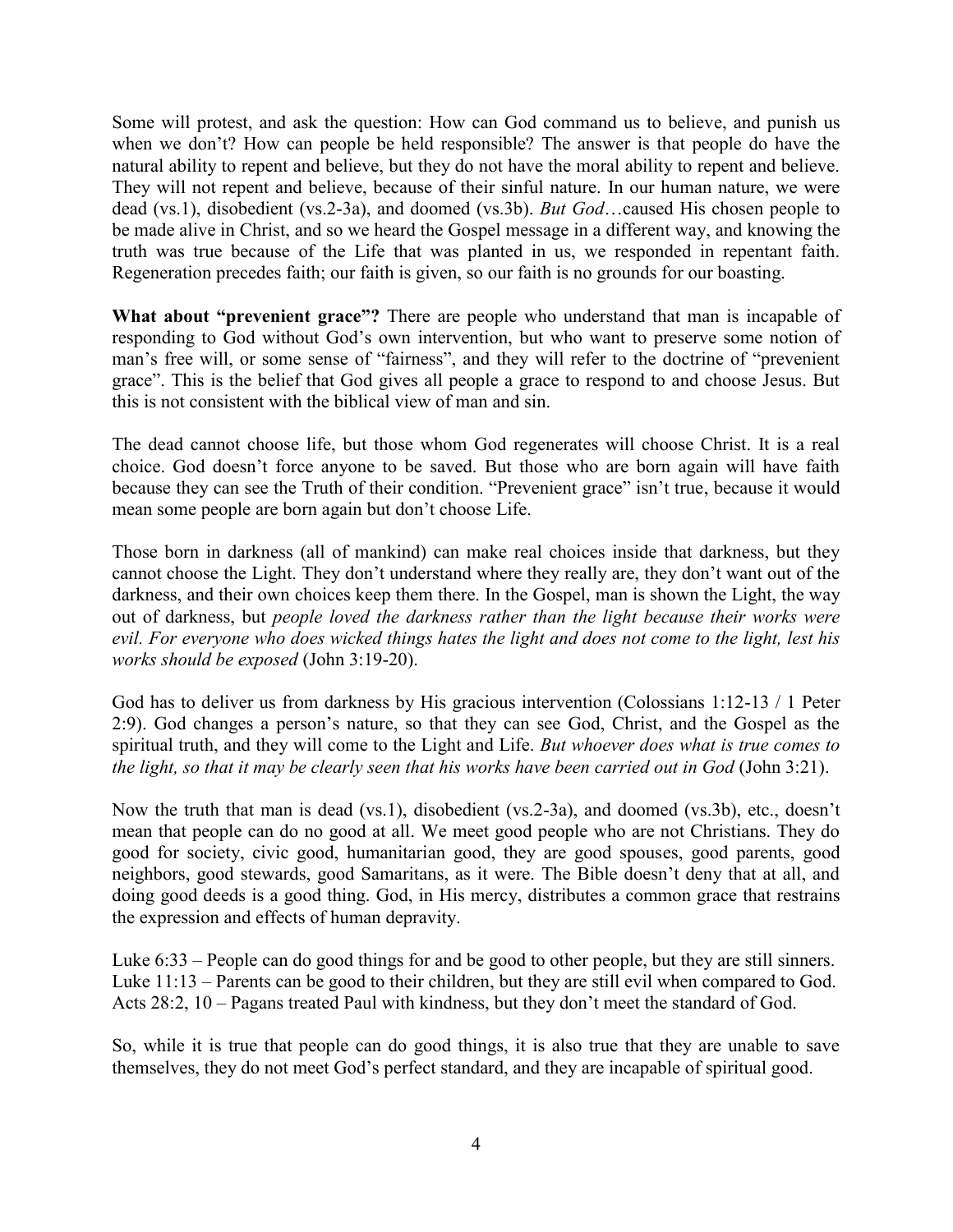Some will protest, and ask the question: How can God command us to believe, and punish us when we don't? How can people be held responsible? The answer is that people do have the natural ability to repent and believe, but they do not have the moral ability to repent and believe. They will not repent and believe, because of their sinful nature. In our human nature, we were dead (vs.1), disobedient (vs.2-3a), and doomed (vs.3b). *But God*…caused His chosen people to be made alive in Christ, and so we heard the Gospel message in a different way, and knowing the truth was true because of the Life that was planted in us, we responded in repentant faith. Regeneration precedes faith; our faith is given, so our faith is no grounds for our boasting.

**What about "prevenient grace"?** There are people who understand that man is incapable of responding to God without God's own intervention, but who want to preserve some notion of man's free will, or some sense of "fairness", and they will refer to the doctrine of "prevenient grace". This is the belief that God gives all people a grace to respond to and choose Jesus. But this is not consistent with the biblical view of man and sin.

The dead cannot choose life, but those whom God regenerates will choose Christ. It is a real choice. God doesn't force anyone to be saved. But those who are born again will have faith because they can see the Truth of their condition. "Prevenient grace" isn't true, because it would mean some people are born again but don't choose Life.

Those born in darkness (all of mankind) can make real choices inside that darkness, but they cannot choose the Light. They don't understand where they really are, they don't want out of the darkness, and their own choices keep them there. In the Gospel, man is shown the Light, the way out of darkness, but *people loved the darkness rather than the light because their works were evil. For everyone who does wicked things hates the light and does not come to the light, lest his works should be exposed* (John 3:19-20).

God has to deliver us from darkness by His gracious intervention (Colossians 1:12-13 / 1 Peter 2:9). God changes a person's nature, so that they can see God, Christ, and the Gospel as the spiritual truth, and they will come to the Light and Life. *But whoever does what is true comes to the light, so that it may be clearly seen that his works have been carried out in God* (John 3:21).

Now the truth that man is dead (vs.1), disobedient (vs.2-3a), and doomed (vs.3b), etc., doesn't mean that people can do no good at all. We meet good people who are not Christians. They do good for society, civic good, humanitarian good, they are good spouses, good parents, good neighbors, good stewards, good Samaritans, as it were. The Bible doesn't deny that at all, and doing good deeds is a good thing. God, in His mercy, distributes a common grace that restrains the expression and effects of human depravity.

Luke 6:33 – People can do good things for and be good to other people, but they are still sinners.
Luke 11:13 – Parents can be good to their children, but they are still evil when compared to God.
Acts 28:2, 10 – Pagans treated Paul with kindness, but they don't meet the standard of God.

So, while it is true that people can do good things, it is also true that they are unable to save themselves, they do not meet God's perfect standard, and they are incapable of spiritual good.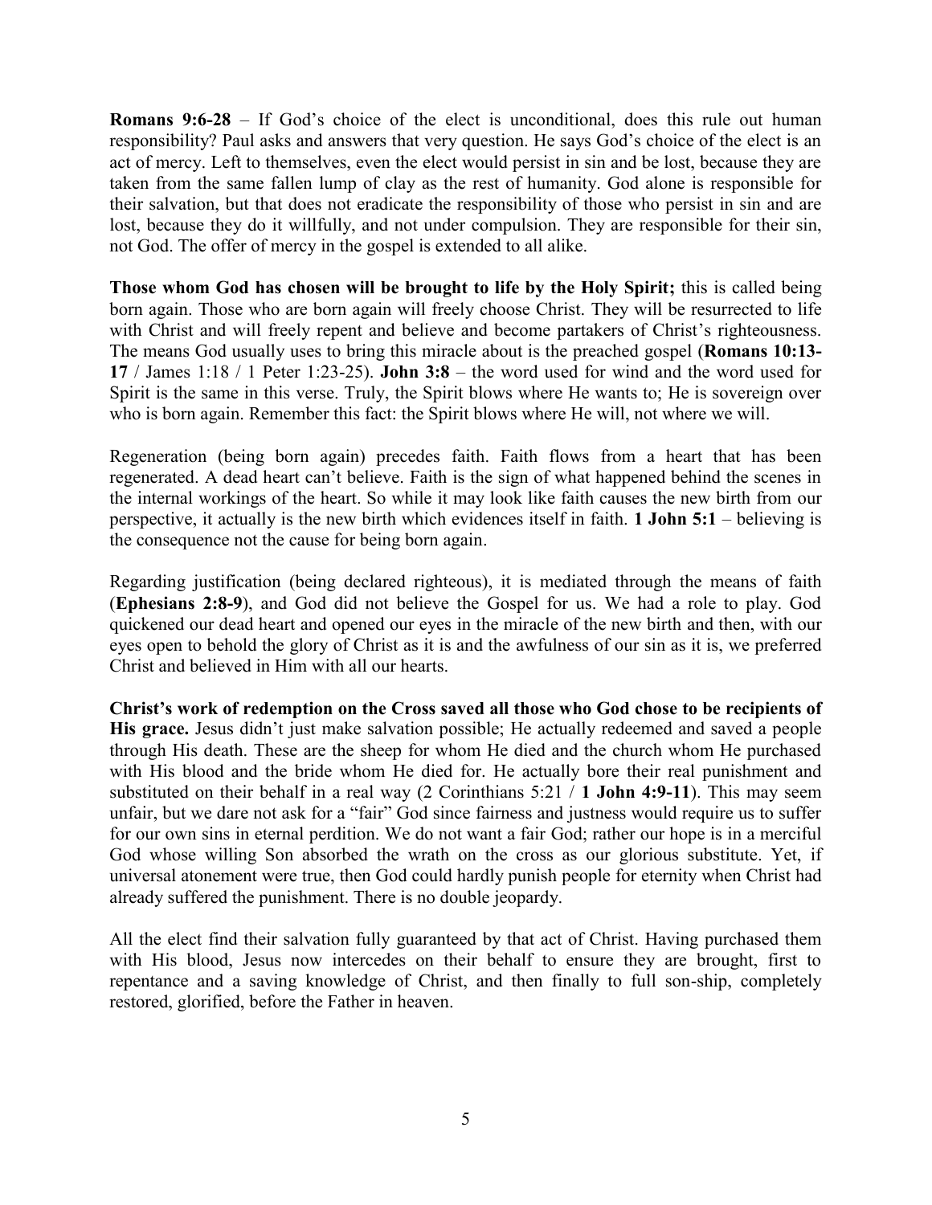**Romans 9:6-28** – If God's choice of the elect is unconditional, does this rule out human responsibility? Paul asks and answers that very question. He says God's choice of the elect is an act of mercy. Left to themselves, even the elect would persist in sin and be lost, because they are taken from the same fallen lump of clay as the rest of humanity. God alone is responsible for their salvation, but that does not eradicate the responsibility of those who persist in sin and are lost, because they do it willfully, and not under compulsion. They are responsible for their sin, not God. The offer of mercy in the gospel is extended to all alike.

**Those whom God has chosen will be brought to life by the Holy Spirit;** this is called being born again. Those who are born again will freely choose Christ. They will be resurrected to life with Christ and will freely repent and believe and become partakers of Christ's righteousness. The means God usually uses to bring this miracle about is the preached gospel (**Romans 10:13-17** / James 1:18 / 1 Peter 1:23-25). **John 3:8** – the word used for wind and the word used for Spirit is the same in this verse. Truly, the Spirit blows where He wants to; He is sovereign over who is born again. Remember this fact: the Spirit blows where He will, not where we will.

Regeneration (being born again) precedes faith. Faith flows from a heart that has been regenerated. A dead heart can't believe. Faith is the sign of what happened behind the scenes in the internal workings of the heart. So while it may look like faith causes the new birth from our perspective, it actually is the new birth which evidences itself in faith. **1 John 5:1** – believing is the consequence not the cause for being born again.

Regarding justification (being declared righteous), it is mediated through the means of faith (**Ephesians 2:8-9**), and God did not believe the Gospel for us. We had a role to play. God quickened our dead heart and opened our eyes in the miracle of the new birth and then, with our eyes open to behold the glory of Christ as it is and the awfulness of our sin as it is, we preferred Christ and believed in Him with all our hearts.

**Christ's work of redemption on the Cross saved all those who God chose to be recipients of His grace.** Jesus didn't just make salvation possible; He actually redeemed and saved a people through His death. These are the sheep for whom He died and the church whom He purchased with His blood and the bride whom He died for. He actually bore their real punishment and substituted on their behalf in a real way (2 Corinthians 5:21 / **1 John 4:9-11**). This may seem unfair, but we dare not ask for a "fair" God since fairness and justness would require us to suffer for our own sins in eternal perdition. We do not want a fair God; rather our hope is in a merciful God whose willing Son absorbed the wrath on the cross as our glorious substitute. Yet, if universal atonement were true, then God could hardly punish people for eternity when Christ had already suffered the punishment. There is no double jeopardy.

All the elect find their salvation fully guaranteed by that act of Christ. Having purchased them with His blood, Jesus now intercedes on their behalf to ensure they are brought, first to repentance and a saving knowledge of Christ, and then finally to full son-ship, completely restored, glorified, before the Father in heaven.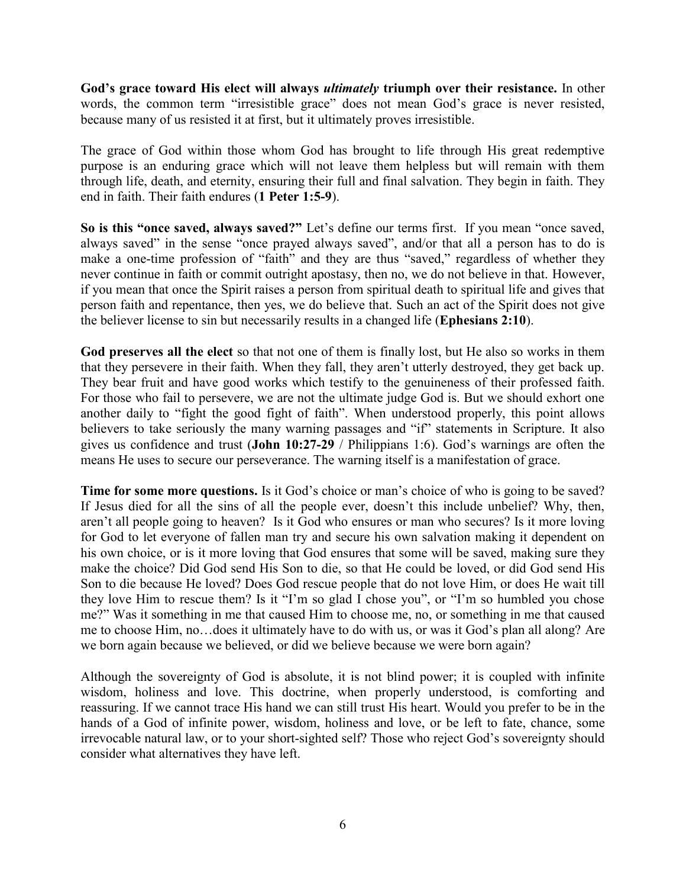**God's grace toward His elect will always *ultimately* triumph over their resistance.** In other words, the common term "irresistible grace" does not mean God's grace is never resisted, because many of us resisted it at first, but it ultimately proves irresistible.

The grace of God within those whom God has brought to life through His great redemptive purpose is an enduring grace which will not leave them helpless but will remain with them through life, death, and eternity, ensuring their full and final salvation. They begin in faith. They end in faith. Their faith endures (**1 Peter 1:5-9**).

**So is this "once saved, always saved?"** Let's define our terms first. If you mean "once saved, always saved" in the sense "once prayed always saved", and/or that all a person has to do is make a one-time profession of "faith" and they are thus "saved," regardless of whether they never continue in faith or commit outright apostasy, then no, we do not believe in that. However, if you mean that once the Spirit raises a person from spiritual death to spiritual life and gives that person faith and repentance, then yes, we do believe that. Such an act of the Spirit does not give the believer license to sin but necessarily results in a changed life (**Ephesians 2:10**).

**God preserves all the elect** so that not one of them is finally lost, but He also so works in them that they persevere in their faith. When they fall, they aren't utterly destroyed, they get back up. They bear fruit and have good works which testify to the genuineness of their professed faith. For those who fail to persevere, we are not the ultimate judge God is. But we should exhort one another daily to "fight the good fight of faith". When understood properly, this point allows believers to take seriously the many warning passages and "if" statements in Scripture. It also gives us confidence and trust (**John 10:27-29** / Philippians 1:6). God's warnings are often the means He uses to secure our perseverance. The warning itself is a manifestation of grace.

**Time for some more questions.** Is it God's choice or man's choice of who is going to be saved? If Jesus died for all the sins of all the people ever, doesn't this include unbelief? Why, then, aren't all people going to heaven? Is it God who ensures or man who secures? Is it more loving for God to let everyone of fallen man try and secure his own salvation making it dependent on his own choice, or is it more loving that God ensures that some will be saved, making sure they make the choice? Did God send His Son to die, so that He could be loved, or did God send His Son to die because He loved? Does God rescue people that do not love Him, or does He wait till they love Him to rescue them? Is it "I'm so glad I chose you", or "I'm so humbled you chose me?" Was it something in me that caused Him to choose me, no, or something in me that caused me to choose Him, no…does it ultimately have to do with us, or was it God's plan all along? Are we born again because we believed, or did we believe because we were born again?

Although the sovereignty of God is absolute, it is not blind power; it is coupled with infinite wisdom, holiness and love. This doctrine, when properly understood, is comforting and reassuring. If we cannot trace His hand we can still trust His heart. Would you prefer to be in the hands of a God of infinite power, wisdom, holiness and love, or be left to fate, chance, some irrevocable natural law, or to your short-sighted self? Those who reject God's sovereignty should consider what alternatives they have left.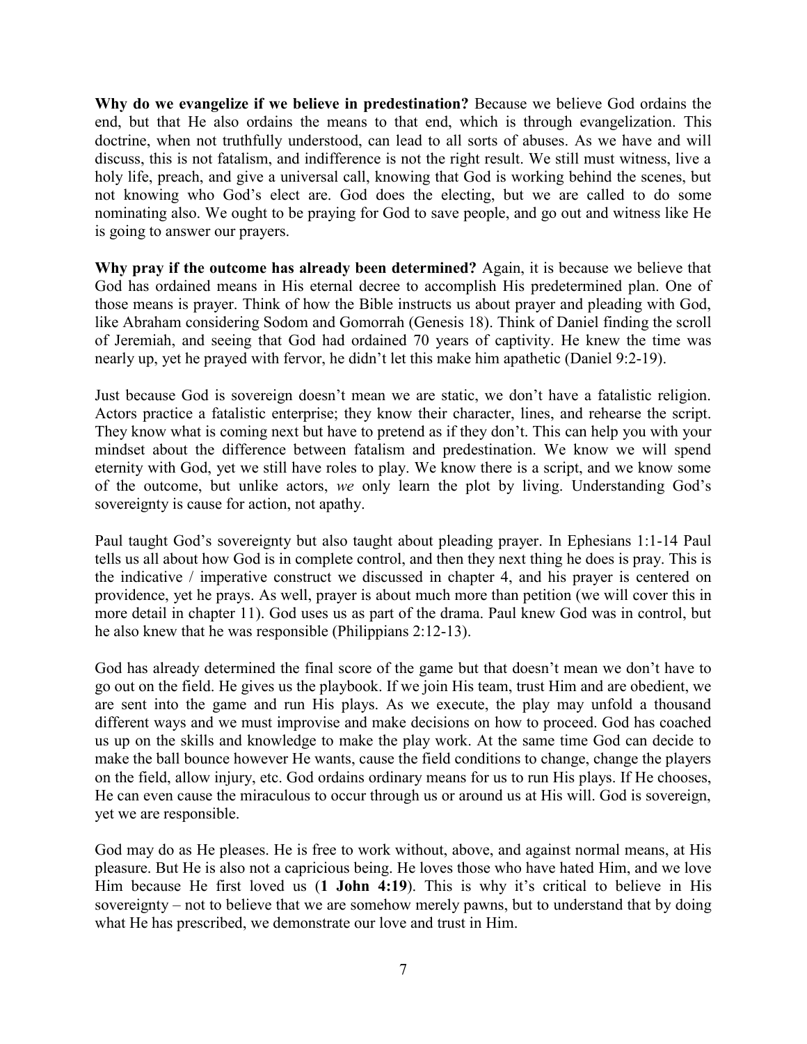**Why do we evangelize if we believe in predestination?** Because we believe God ordains the end, but that He also ordains the means to that end, which is through evangelization. This doctrine, when not truthfully understood, can lead to all sorts of abuses. As we have and will discuss, this is not fatalism, and indifference is not the right result. We still must witness, live a holy life, preach, and give a universal call, knowing that God is working behind the scenes, but not knowing who God's elect are. God does the electing, but we are called to do some nominating also. We ought to be praying for God to save people, and go out and witness like He is going to answer our prayers.

**Why pray if the outcome has already been determined?** Again, it is because we believe that God has ordained means in His eternal decree to accomplish His predetermined plan. One of those means is prayer. Think of how the Bible instructs us about prayer and pleading with God, like Abraham considering Sodom and Gomorrah (Genesis 18). Think of Daniel finding the scroll of Jeremiah, and seeing that God had ordained 70 years of captivity. He knew the time was nearly up, yet he prayed with fervor, he didn't let this make him apathetic (Daniel 9:2-19).

Just because God is sovereign doesn't mean we are static, we don't have a fatalistic religion. Actors practice a fatalistic enterprise; they know their character, lines, and rehearse the script. They know what is coming next but have to pretend as if they don't. This can help you with your mindset about the difference between fatalism and predestination. We know we will spend eternity with God, yet we still have roles to play. We know there is a script, and we know some of the outcome, but unlike actors, *we* only learn the plot by living. Understanding God's sovereignty is cause for action, not apathy.

Paul taught God's sovereignty but also taught about pleading prayer. In Ephesians 1:1-14 Paul tells us all about how God is in complete control, and then they next thing he does is pray. This is the indicative / imperative construct we discussed in chapter 4, and his prayer is centered on providence, yet he prays. As well, prayer is about much more than petition (we will cover this in more detail in chapter 11). God uses us as part of the drama. Paul knew God was in control, but he also knew that he was responsible (Philippians 2:12-13).

God has already determined the final score of the game but that doesn't mean we don't have to go out on the field. He gives us the playbook. If we join His team, trust Him and are obedient, we are sent into the game and run His plays. As we execute, the play may unfold a thousand different ways and we must improvise and make decisions on how to proceed. God has coached us up on the skills and knowledge to make the play work. At the same time God can decide to make the ball bounce however He wants, cause the field conditions to change, change the players on the field, allow injury, etc. God ordains ordinary means for us to run His plays. If He chooses, He can even cause the miraculous to occur through us or around us at His will. God is sovereign, yet we are responsible.

God may do as He pleases. He is free to work without, above, and against normal means, at His pleasure. But He is also not a capricious being. He loves those who have hated Him, and we love Him because He first loved us (**1 John 4:19**). This is why it's critical to believe in His sovereignty – not to believe that we are somehow merely pawns, but to understand that by doing what He has prescribed, we demonstrate our love and trust in Him.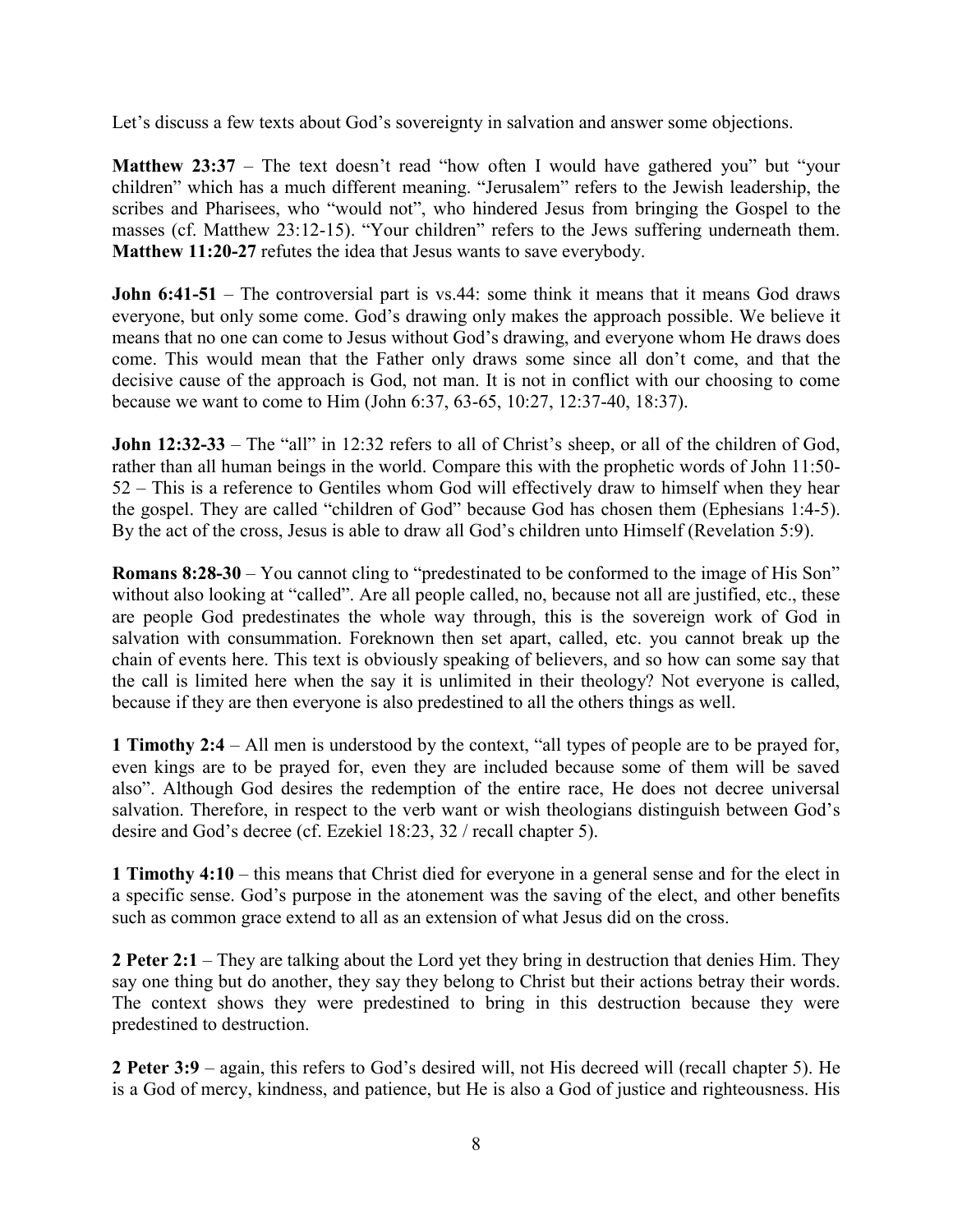Let's discuss a few texts about God's sovereignty in salvation and answer some objections.

**Matthew 23:37** – The text doesn't read "how often I would have gathered you" but "your children" which has a much different meaning. "Jerusalem" refers to the Jewish leadership, the scribes and Pharisees, who "would not", who hindered Jesus from bringing the Gospel to the masses (cf. Matthew 23:12-15). "Your children" refers to the Jews suffering underneath them. **Matthew 11:20-27** refutes the idea that Jesus wants to save everybody.

**John 6:41-51** – The controversial part is vs.44: some think it means that it means God draws everyone, but only some come. God's drawing only makes the approach possible. We believe it means that no one can come to Jesus without God's drawing, and everyone whom He draws does come. This would mean that the Father only draws some since all don't come, and that the decisive cause of the approach is God, not man. It is not in conflict with our choosing to come because we want to come to Him (John 6:37, 63-65, 10:27, 12:37-40, 18:37).

**John 12:32-33** – The "all" in 12:32 refers to all of Christ's sheep, or all of the children of God, rather than all human beings in the world. Compare this with the prophetic words of John 11:50-52 – This is a reference to Gentiles whom God will effectively draw to himself when they hear the gospel. They are called "children of God" because God has chosen them (Ephesians 1:4-5). By the act of the cross, Jesus is able to draw all God's children unto Himself (Revelation 5:9).

**Romans 8:28-30** – You cannot cling to "predestinated to be conformed to the image of His Son" without also looking at "called". Are all people called, no, because not all are justified, etc., these are people God predestinates the whole way through, this is the sovereign work of God in salvation with consummation. Foreknown then set apart, called, etc. you cannot break up the chain of events here. This text is obviously speaking of believers, and so how can some say that the call is limited here when the say it is unlimited in their theology? Not everyone is called, because if they are then everyone is also predestined to all the others things as well.

**1 Timothy 2:4** – All men is understood by the context, "all types of people are to be prayed for, even kings are to be prayed for, even they are included because some of them will be saved also". Although God desires the redemption of the entire race, He does not decree universal salvation. Therefore, in respect to the verb want or wish theologians distinguish between God's desire and God's decree (cf. Ezekiel 18:23, 32 / recall chapter 5).

**1 Timothy 4:10** – this means that Christ died for everyone in a general sense and for the elect in a specific sense. God's purpose in the atonement was the saving of the elect, and other benefits such as common grace extend to all as an extension of what Jesus did on the cross.

**2 Peter 2:1** – They are talking about the Lord yet they bring in destruction that denies Him. They say one thing but do another, they say they belong to Christ but their actions betray their words. The context shows they were predestined to bring in this destruction because they were predestined to destruction.

**2 Peter 3:9** – again, this refers to God's desired will, not His decreed will (recall chapter 5). He is a God of mercy, kindness, and patience, but He is also a God of justice and righteousness. His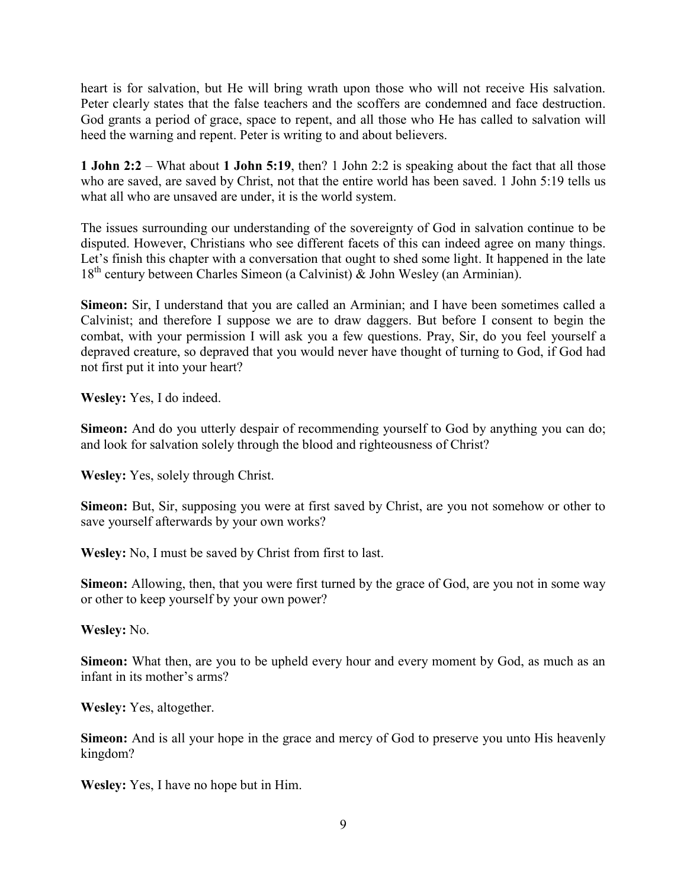heart is for salvation, but He will bring wrath upon those who will not receive His salvation. Peter clearly states that the false teachers and the scoffers are condemned and face destruction. God grants a period of grace, space to repent, and all those who He has called to salvation will heed the warning and repent. Peter is writing to and about believers.

**1 John 2:2** – What about **1 John 5:19**, then? 1 John 2:2 is speaking about the fact that all those who are saved, are saved by Christ, not that the entire world has been saved. 1 John 5:19 tells us what all who are unsaved are under, it is the world system.

The issues surrounding our understanding of the sovereignty of God in salvation continue to be disputed. However, Christians who see different facets of this can indeed agree on many things. Let's finish this chapter with a conversation that ought to shed some light. It happened in the late 18th century between Charles Simeon (a Calvinist) & John Wesley (an Arminian).

**Simeon:** Sir, I understand that you are called an Arminian; and I have been sometimes called a Calvinist; and therefore I suppose we are to draw daggers. But before I consent to begin the combat, with your permission I will ask you a few questions. Pray, Sir, do you feel yourself a depraved creature, so depraved that you would never have thought of turning to God, if God had not first put it into your heart?

**Wesley:** Yes, I do indeed.

**Simeon:** And do you utterly despair of recommending yourself to God by anything you can do; and look for salvation solely through the blood and righteousness of Christ?

**Wesley:** Yes, solely through Christ.

**Simeon:** But, Sir, supposing you were at first saved by Christ, are you not somehow or other to save yourself afterwards by your own works?

**Wesley:** No, I must be saved by Christ from first to last.

**Simeon:** Allowing, then, that you were first turned by the grace of God, are you not in some way or other to keep yourself by your own power?

**Wesley:** No.

**Simeon:** What then, are you to be upheld every hour and every moment by God, as much as an infant in its mother's arms?

**Wesley:** Yes, altogether.

**Simeon:** And is all your hope in the grace and mercy of God to preserve you unto His heavenly kingdom?

**Wesley:** Yes, I have no hope but in Him.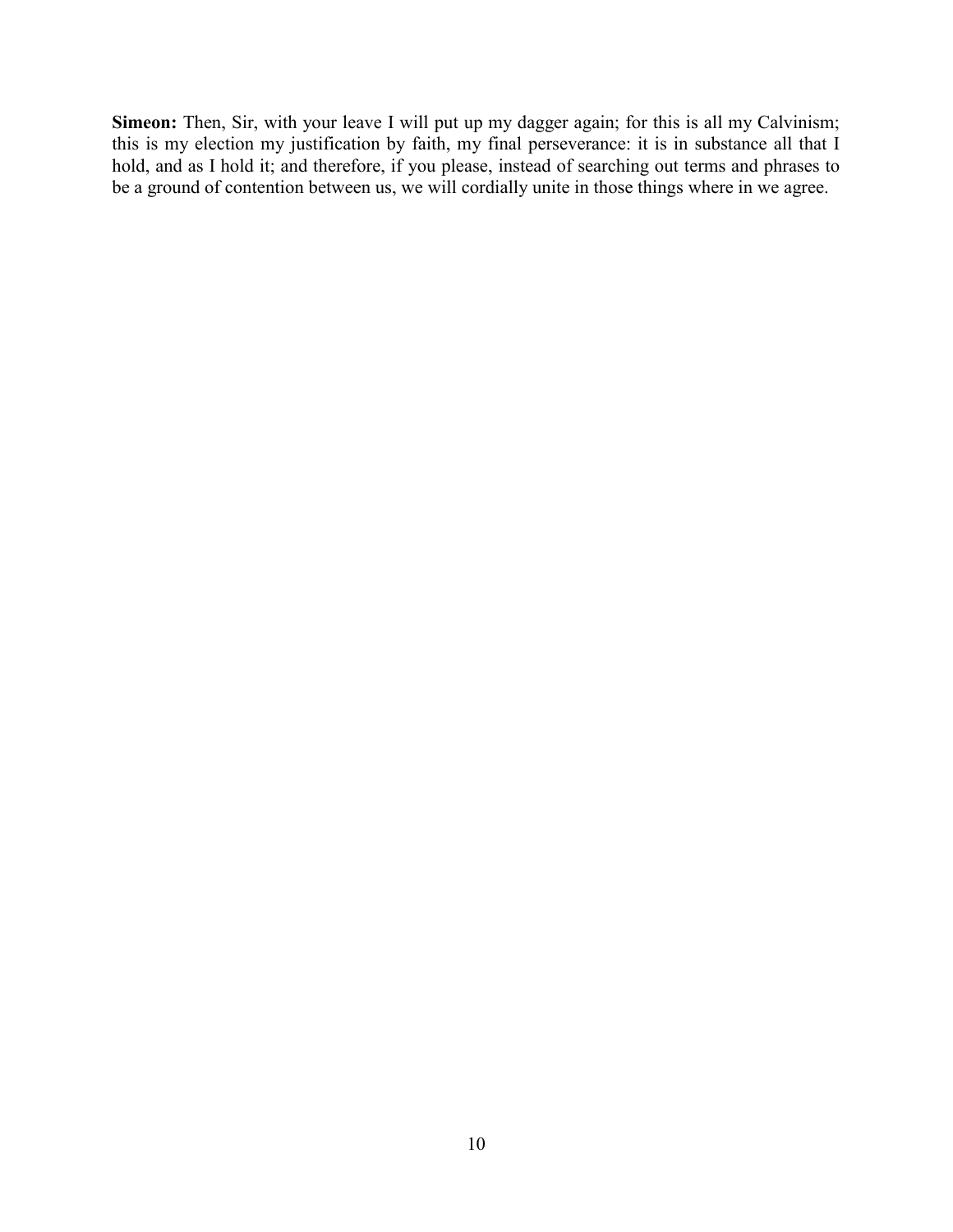**Simeon:** Then, Sir, with your leave I will put up my dagger again; for this is all my Calvinism; this is my election my justification by faith, my final perseverance: it is in substance all that I hold, and as I hold it; and therefore, if you please, instead of searching out terms and phrases to be a ground of contention between us, we will cordially unite in those things where in we agree.